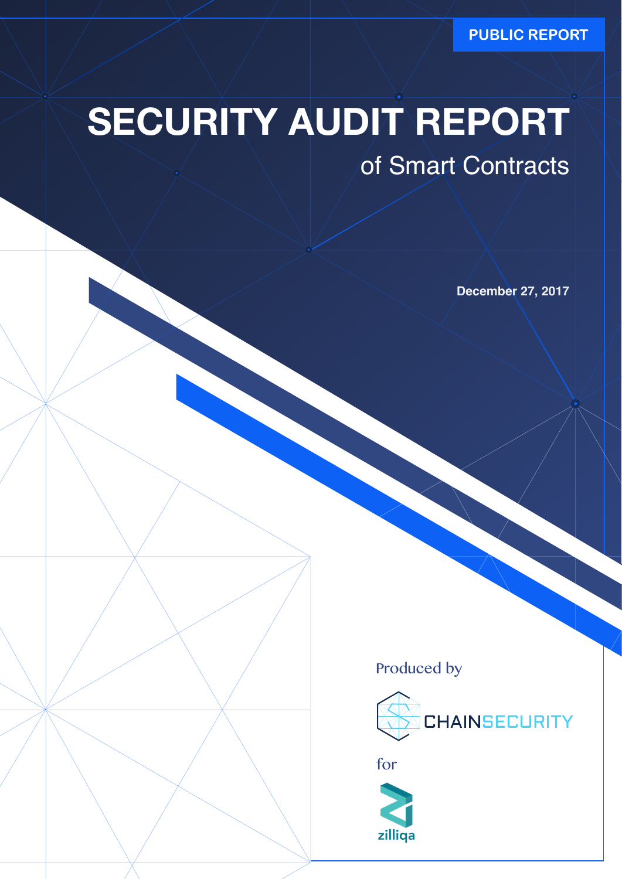PUBLIC REPORT

# SECURITY AUDIT REPORT

## of Smart Contracts

December 27, 2017

Produced by

CHAINSECURITY

for

zilliqa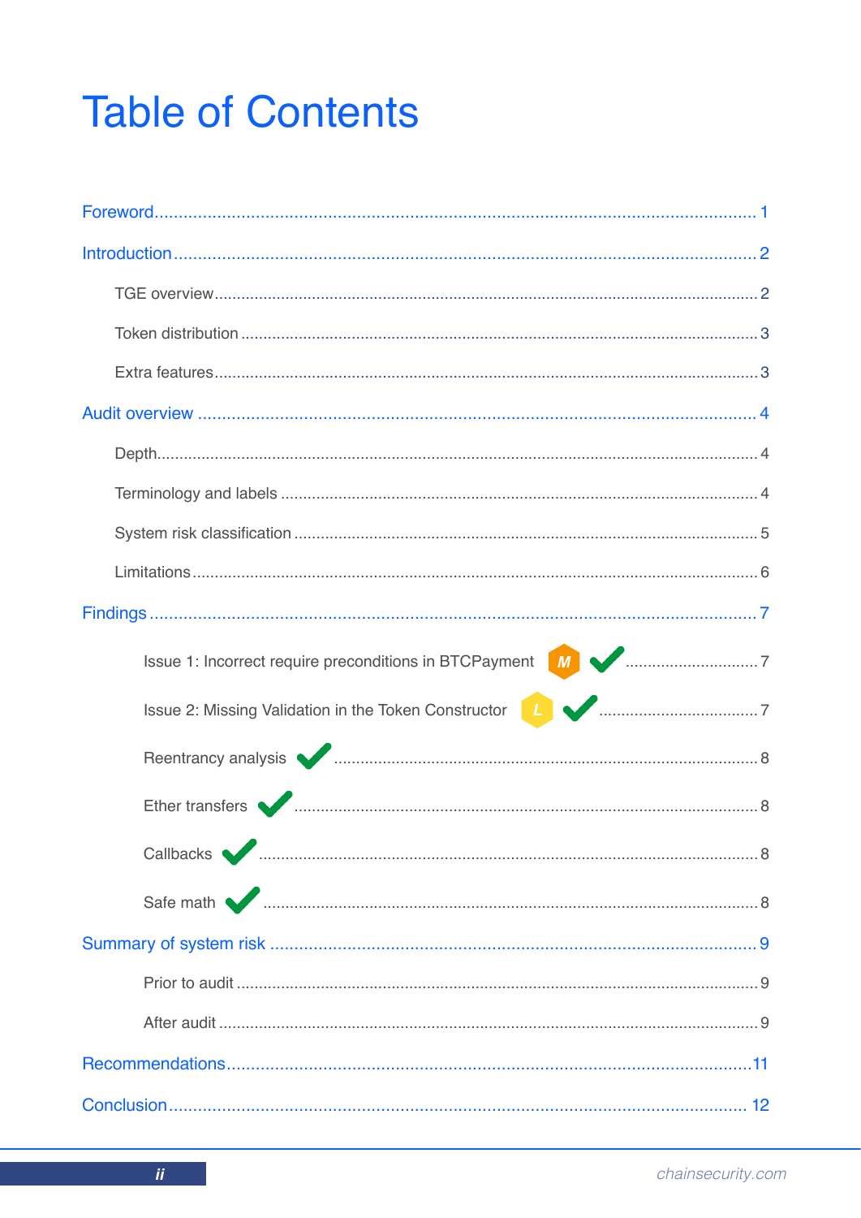# Table of Contents

- Foreword ... 1
- Introduction ... 2
  - TGE overview ... 2
  - Token distribution ... 3
  - Extra features ... 3
- Audit overview ... 4
  - Depth ... 4
  - Terminology and labels ... 4
  - System risk classification ... 5
  - Limitations ... 6
- Findings ... 7
  - Issue 1: Incorrect require preconditions in BTCPayment M ✔ ... 7
  - Issue 2: Missing Validation in the Token Constructor L ✔ ... 7
  - Reentrancy analysis ✔ ... 8
  - Ether transfers ✔ ... 8
  - Callbacks ✔ ... 8
  - Safe math ✔ ... 8
- Summary of system risk ... 9
  - Prior to audit ... 9
  - After audit ... 9
- Recommendations ... 11
- Conclusion ... 12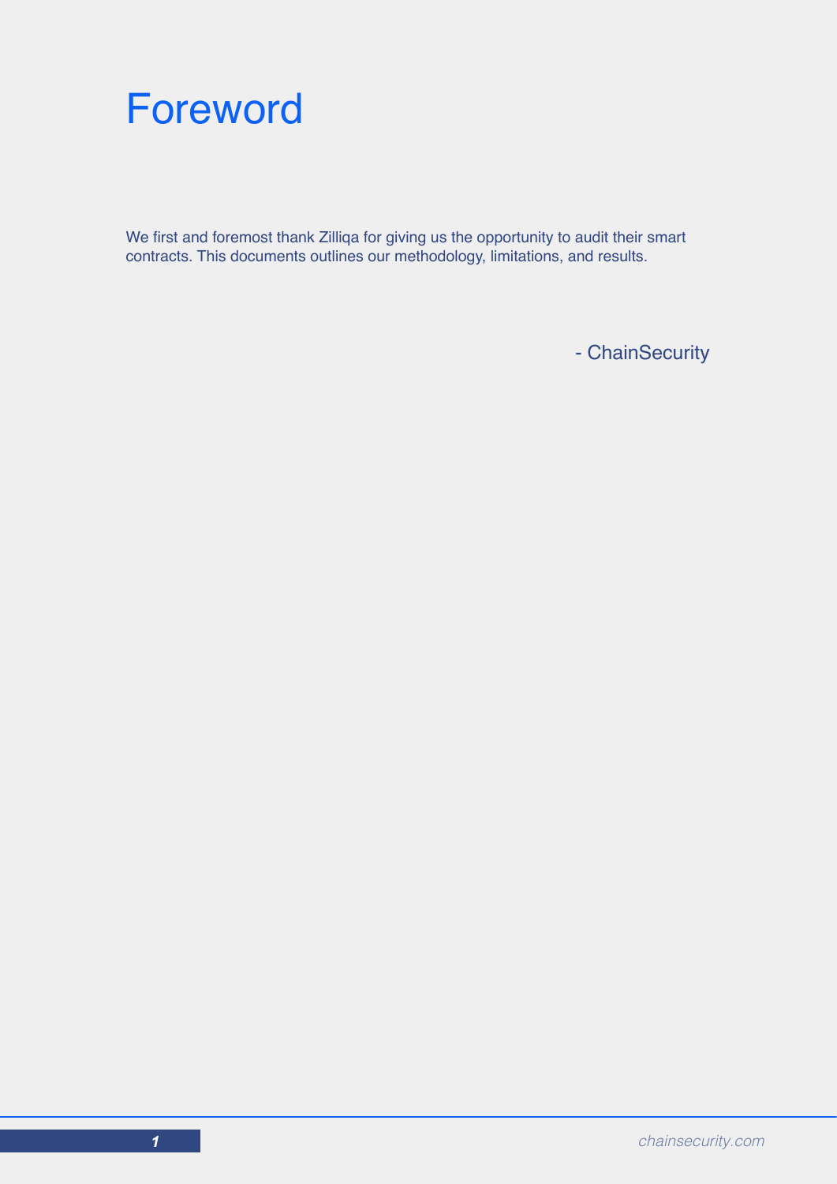# Foreword

We first and foremost thank Zilliqa for giving us the opportunity to audit their smart contracts. This documents outlines our methodology, limitations, and results.

- ChainSecurity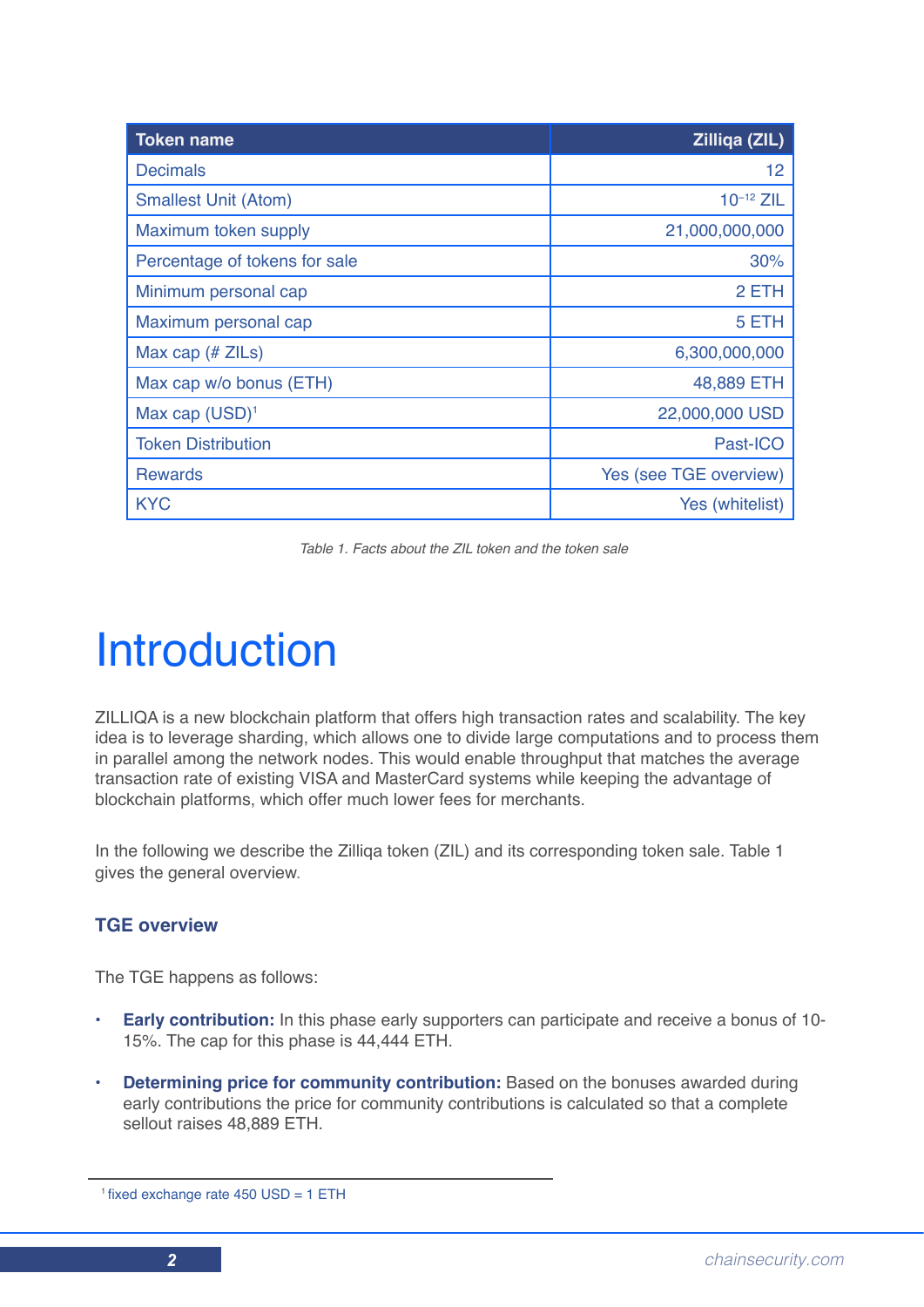| Token name | Zilliqa (ZIL) |
|---|---|
| Decimals | 12 |
| Smallest Unit (Atom) | $10^{-12}$ ZIL |
| Maximum token supply | 21,000,000,000 |
| Percentage of tokens for sale | 30% |
| Minimum personal cap | 2 ETH |
| Maximum personal cap | 5 ETH |
| Max cap (# ZILs) | 6,300,000,000 |
| Max cap w/o bonus (ETH) | 48,889 ETH |
| Max cap (USD)[1] | 22,000,000 USD |
| Token Distribution | Past-ICO |
| Rewards | Yes (see TGE overview) |
| KYC | Yes (whitelist) |

*Table 1. Facts about the ZIL token and the token sale*

# Introduction

ZILLIQA is a new blockchain platform that offers high transaction rates and scalability. The key idea is to leverage sharding, which allows one to divide large computations and to process them in parallel among the network nodes. This would enable throughput that matches the average transaction rate of existing VISA and MasterCard systems while keeping the advantage of blockchain platforms, which offer much lower fees for merchants.

In the following we describe the Zilliqa token (ZIL) and its corresponding token sale. Table 1 gives the general overview.

### TGE overview

The TGE happens as follows:

- **Early contribution:** In this phase early supporters can participate and receive a bonus of 10-15%. The cap for this phase is 44,444 ETH.
- **Determining price for community contribution:** Based on the bonuses awarded during early contributions the price for community contributions is calculated so that a complete sellout raises 48,889 ETH.

[1] fixed exchange rate 450 USD = 1 ETH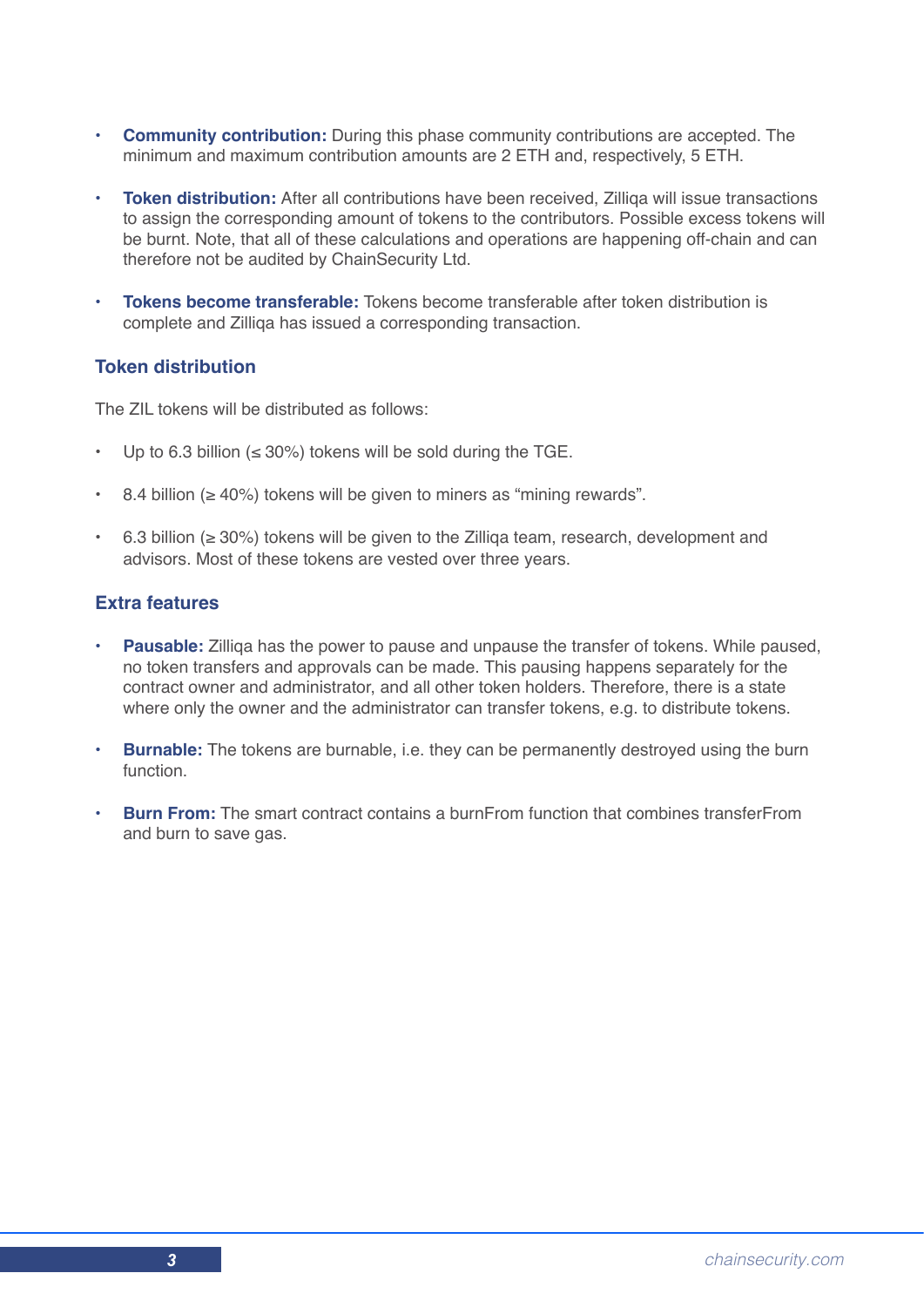- **Community contribution:** During this phase community contributions are accepted. The minimum and maximum contribution amounts are 2 ETH and, respectively, 5 ETH.

- **Token distribution:** After all contributions have been received, Zilliqa will issue transactions to assign the corresponding amount of tokens to the contributors. Possible excess tokens will be burnt. Note, that all of these calculations and operations are happening off-chain and can therefore not be audited by ChainSecurity Ltd.

- **Tokens become transferable:** Tokens become transferable after token distribution is complete and Zilliqa has issued a corresponding transaction.

### Token distribution

The ZIL tokens will be distributed as follows:

- Up to 6.3 billion (≤ 30%) tokens will be sold during the TGE.

- 8.4 billion (≥ 40%) tokens will be given to miners as "mining rewards".

- 6.3 billion (≥ 30%) tokens will be given to the Zilliqa team, research, development and advisors. Most of these tokens are vested over three years.

### Extra features

- **Pausable:** Zilliqa has the power to pause and unpause the transfer of tokens. While paused, no token transfers and approvals can be made. This pausing happens separately for the contract owner and administrator, and all other token holders. Therefore, there is a state where only the owner and the administrator can transfer tokens, e.g. to distribute tokens.

- **Burnable:** The tokens are burnable, i.e. they can be permanently destroyed using the burn function.

- **Burn From:** The smart contract contains a burnFrom function that combines transferFrom and burn to save gas.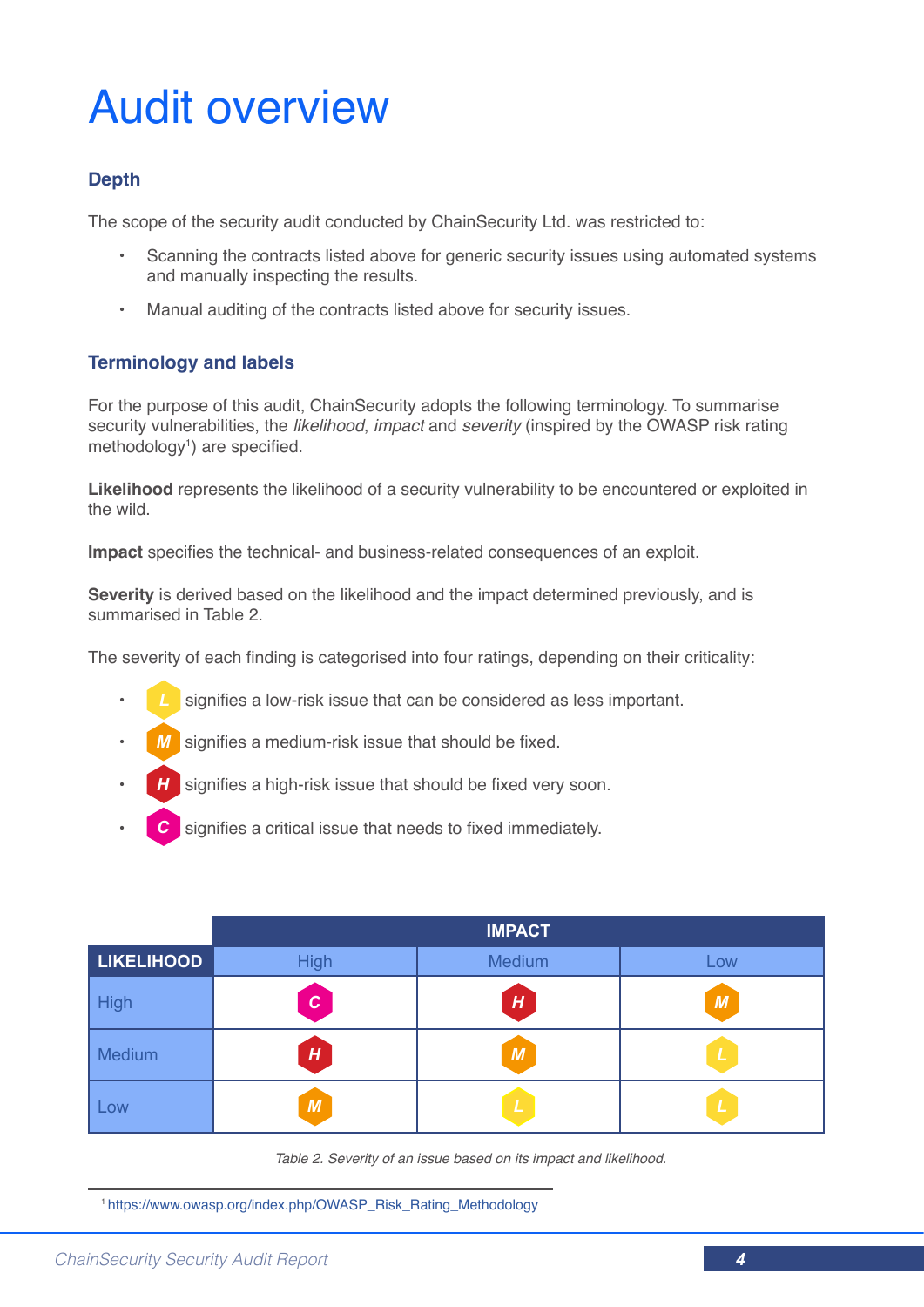# Audit overview

### Depth

The scope of the security audit conducted by ChainSecurity Ltd. was restricted to:

- Scanning the contracts listed above for generic security issues using automated systems and manually inspecting the results.
- Manual auditing of the contracts listed above for security issues.

### Terminology and labels

For the purpose of this audit, ChainSecurity adopts the following terminology. To summarise security vulnerabilities, the *likelihood*, *impact* and *severity* (inspired by the OWASP risk rating methodology[1]) are specified.

**Likelihood** represents the likelihood of a security vulnerability to be encountered or exploited in the wild.

**Impact** specifies the technical- and business-related consequences of an exploit.

**Severity** is derived based on the likelihood and the impact determined previously, and is summarised in Table 2.

The severity of each finding is categorised into four ratings, depending on their criticality:

- *L* signifies a low-risk issue that can be considered as less important.
- *M* signifies a medium-risk issue that should be fixed.
- *H* signifies a high-risk issue that should be fixed very soon.
- *C* signifies a critical issue that needs to fixed immediately.

| | IMPACT | | |
|---|---|---|---|
| **LIKELIHOOD** | High | Medium | Low |
| High | C | H | M |
| Medium | H | M | L |
| Low | M | L | L |

*Table 2. Severity of an issue based on its impact and likelihood.*

[1] https://www.owasp.org/index.php/OWASP_Risk_Rating_Methodology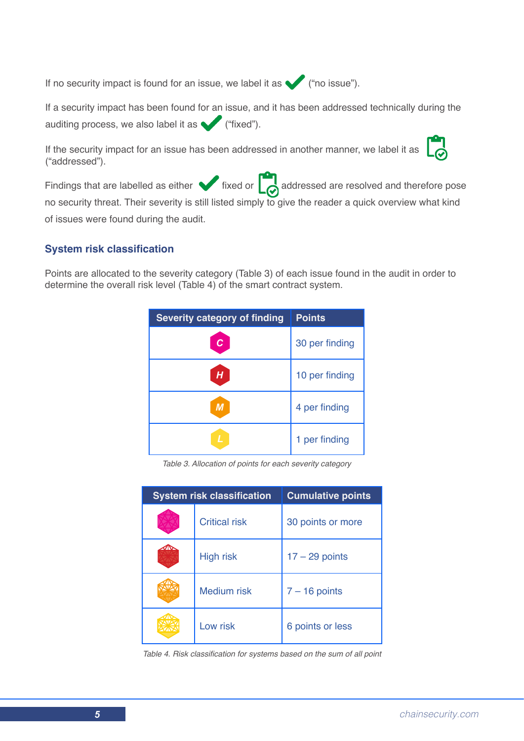If no security impact is found for an issue, we label it as ✔ ("no issue").

If a security impact has been found for an issue, and it has been addressed technically during the auditing process, we also label it as ✔ ("fixed").

If the security impact for an issue has been addressed in another manner, we label it as 📋 ("addressed").

Findings that are labelled as either ✔ fixed or 📋 addressed are resolved and therefore pose no security threat. Their severity is still listed simply to give the reader a quick overview what kind of issues were found during the audit.

## System risk classification

Points are allocated to the severity category (Table 3) of each issue found in the audit in order to determine the overall risk level (Table 4) of the smart contract system.

| Severity category of finding | Points |
|---|---|
| C | 30 per finding |
| H | 10 per finding |
| M | 4 per finding |
| L | 1 per finding |

*Table 3. Allocation of points for each severity category*

| System risk classification | | Cumulative points |
|---|---|---|
| | Critical risk | 30 points or more |
| | High risk | 17 – 29 points |
| | Medium risk | 7 – 16 points |
| | Low risk | 6 points or less |

*Table 4. Risk classification for systems based on the sum of all point*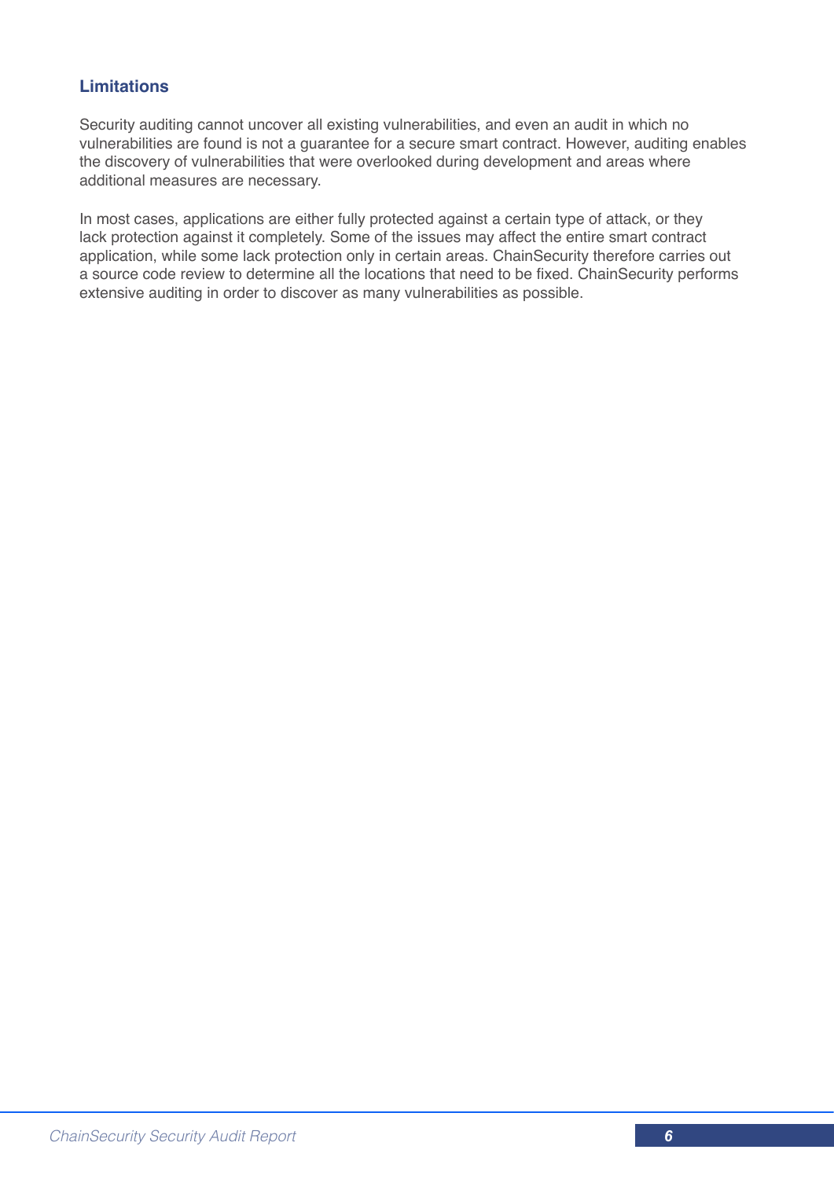### Limitations

Security auditing cannot uncover all existing vulnerabilities, and even an audit in which no vulnerabilities are found is not a guarantee for a secure smart contract. However, auditing enables the discovery of vulnerabilities that were overlooked during development and areas where additional measures are necessary.

In most cases, applications are either fully protected against a certain type of attack, or they lack protection against it completely. Some of the issues may affect the entire smart contract application, while some lack protection only in certain areas. ChainSecurity therefore carries out a source code review to determine all the locations that need to be fixed. ChainSecurity performs extensive auditing in order to discover as many vulnerabilities as possible.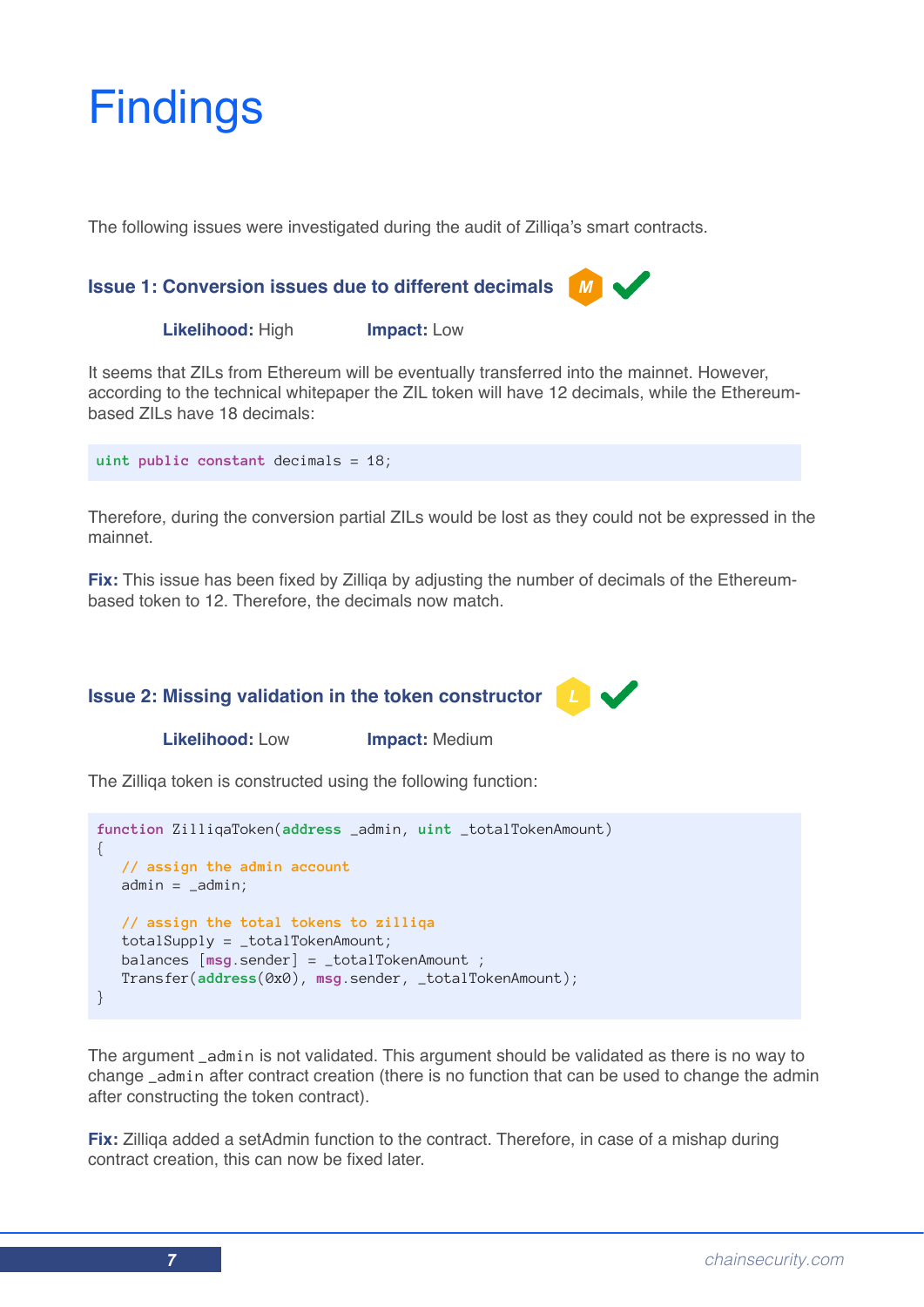# Findings

The following issues were investigated during the audit of Zilliqa's smart contracts.

### Issue 1: Conversion issues due to different decimals

**Likelihood:** High **Impact:** Low

It seems that ZILs from Ethereum will be eventually transferred into the mainnet. However, according to the technical whitepaper the ZIL token will have 12 decimals, while the Ethereum-based ZILs have 18 decimals:

```
uint public constant decimals = 18;
```

Therefore, during the conversion partial ZILs would be lost as they could not be expressed in the mainnet.

**Fix:** This issue has been fixed by Zilliqa by adjusting the number of decimals of the Ethereum-based token to 12. Therefore, the decimals now match.

### Issue 2: Missing validation in the token constructor

**Likelihood:** Low **Impact:** Medium

The Zilliqa token is constructed using the following function:

```
function ZilliqaToken(address _admin, uint _totalTokenAmount)
{
   // assign the admin account
   admin = _admin;

   // assign the total tokens to zilliqa
   totalSupply = _totalTokenAmount;
   balances [msg.sender] = _totalTokenAmount ;
   Transfer(address(0x0), msg.sender, _totalTokenAmount);
}
```

The argument `_admin` is not validated. This argument should be validated as there is no way to change `_admin` after contract creation (there is no function that can be used to change the admin after constructing the token contract).

**Fix:** Zilliqa added a setAdmin function to the contract. Therefore, in case of a mishap during contract creation, this can now be fixed later.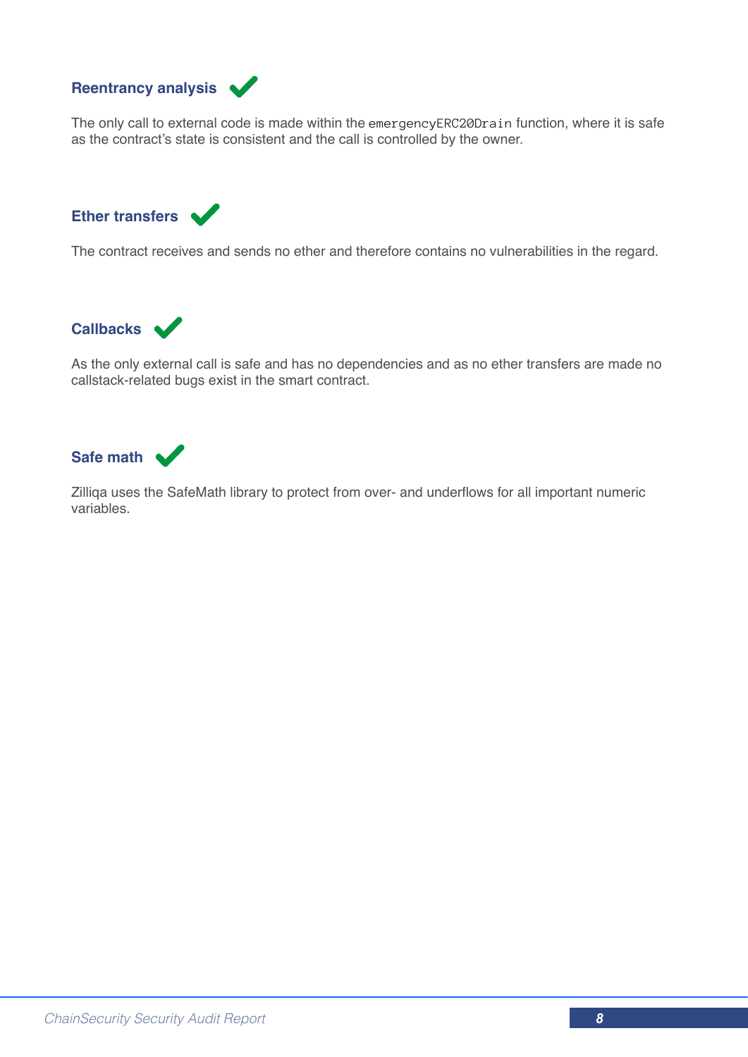### Reentrancy analysis ✔

The only call to external code is made within the `emergencyERC20Drain` function, where it is safe as the contract's state is consistent and the call is controlled by the owner.

### Ether transfers ✔

The contract receives and sends no ether and therefore contains no vulnerabilities in the regard.

### Callbacks ✔

As the only external call is safe and has no dependencies and as no ether transfers are made no callstack-related bugs exist in the smart contract.

### Safe math ✔

Zilliqa uses the SafeMath library to protect from over- and underflows for all important numeric variables.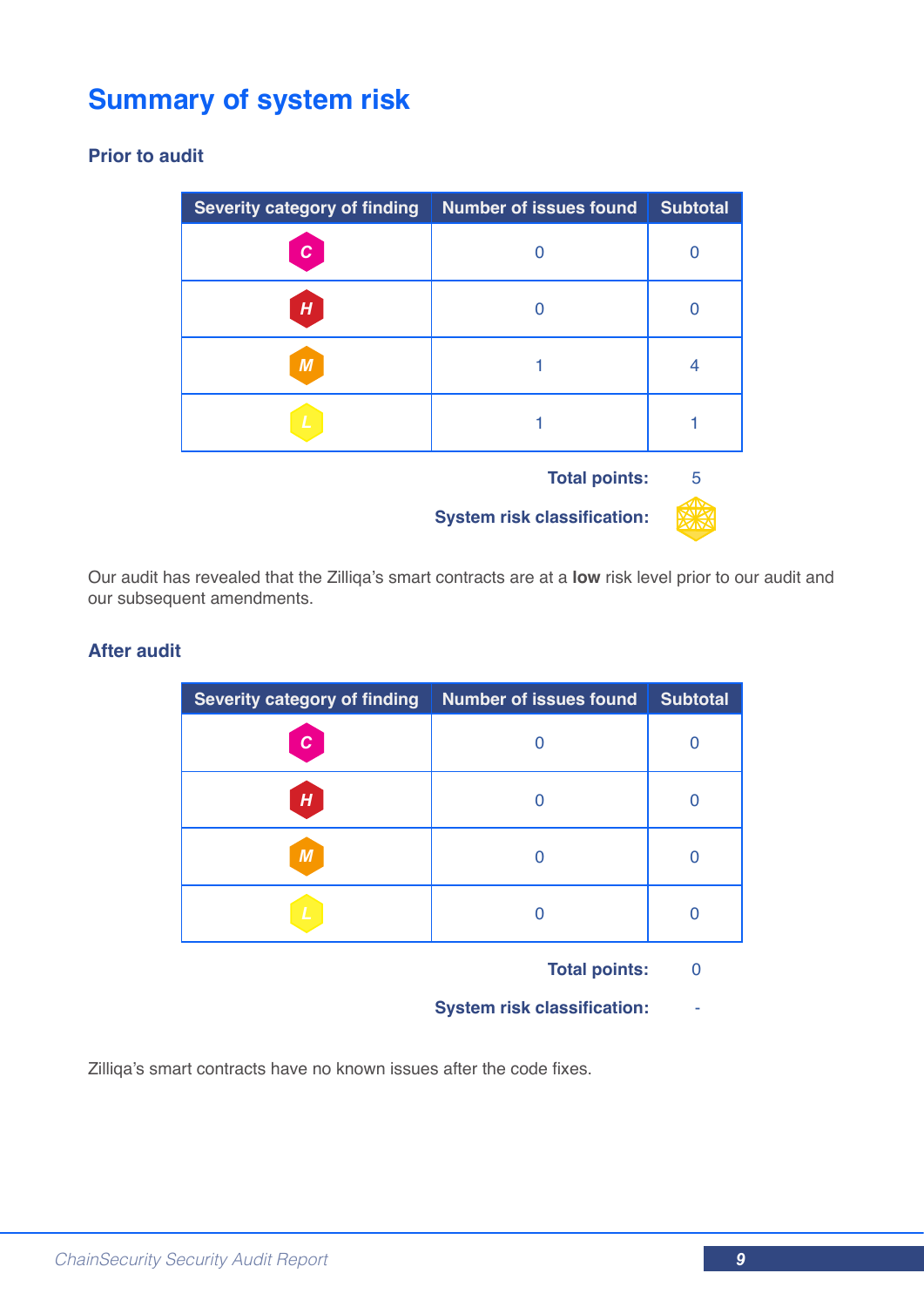# Summary of system risk

### Prior to audit

| Severity category of finding | Number of issues found | Subtotal |
|---|---|---|
| C | 0 | 0 |
| H | 0 | 0 |
| M | 1 | 4 |
| L | 1 | 1 |

**Total points:** 5

**System risk classification:**

Our audit has revealed that the Zilliqa's smart contracts are at a **low** risk level prior to our audit and our subsequent amendments.

### After audit

| Severity category of finding | Number of issues found | Subtotal |
|---|---|---|
| C | 0 | 0 |
| H | 0 | 0 |
| M | 0 | 0 |
| L | 0 | 0 |

**Total points:** 0

**System risk classification:** -

Zilliqa's smart contracts have no known issues after the code fixes.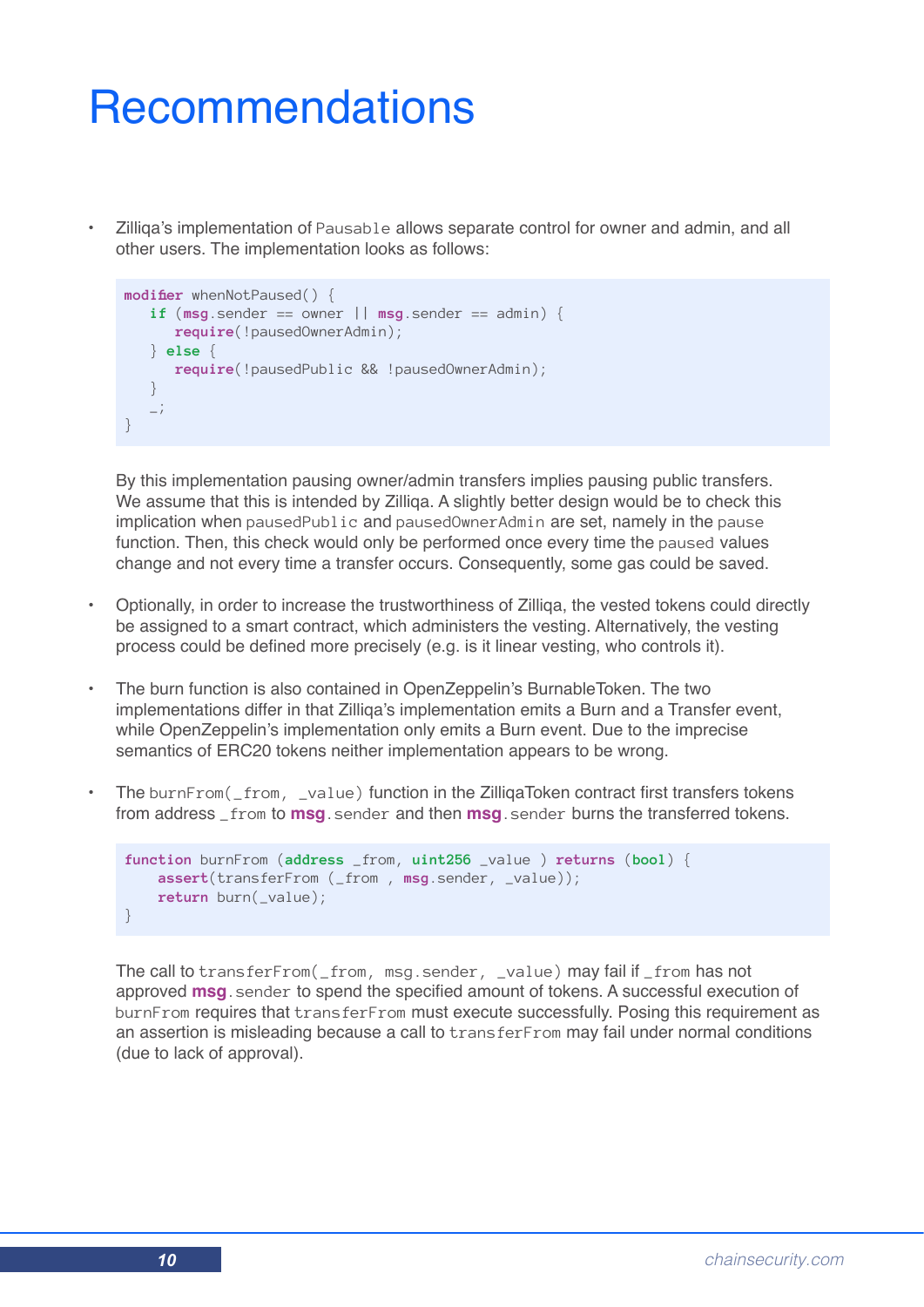# Recommendations

- Zilliqa's implementation of `Pausable` allows separate control for owner and admin, and all other users. The implementation looks as follows:

```
modifier whenNotPaused() {
    if (msg.sender == owner || msg.sender == admin) {
        require(!pausedOwnerAdmin);
    } else {
        require(!pausedPublic && !pausedOwnerAdmin);
    }
    _;
}
```

  By this implementation pausing owner/admin transfers implies pausing public transfers. We assume that this is intended by Zilliqa. A slightly better design would be to check this implication when `pausedPublic` and `pausedOwnerAdmin` are set, namely in the `pause` function. Then, this check would only be performed once every time the `paused` values change and not every time a transfer occurs. Consequently, some gas could be saved.

- Optionally, in order to increase the trustworthiness of Zilliqa, the vested tokens could directly be assigned to a smart contract, which administers the vesting. Alternatively, the vesting process could be defined more precisely (e.g. is it linear vesting, who controls it).

- The burn function is also contained in OpenZeppelin's BurnableToken. The two implementations differ in that Zilliqa's implementation emits a Burn and a Transfer event, while OpenZeppelin's implementation only emits a Burn event. Due to the imprecise semantics of ERC20 tokens neither implementation appears to be wrong.

- The `burnFrom(_from, _value)` function in the ZilliqaToken contract first transfers tokens from address `_from` to **msg**`.sender` and then **msg**`.sender` burns the transferred tokens.

```
function burnFrom (address _from, uint256 _value ) returns (bool) {
    assert(transferFrom (_from , msg.sender, _value));
    return burn(_value);
}
```

  The call to `transferFrom(_from, msg.sender, _value)` may fail if `_from` has not approved **msg**`.sender` to spend the specified amount of tokens. A successful execution of `burnFrom` requires that `transferFrom` must execute successfully. Posing this requirement as an assertion is misleading because a call to `transferFrom` may fail under normal conditions (due to lack of approval).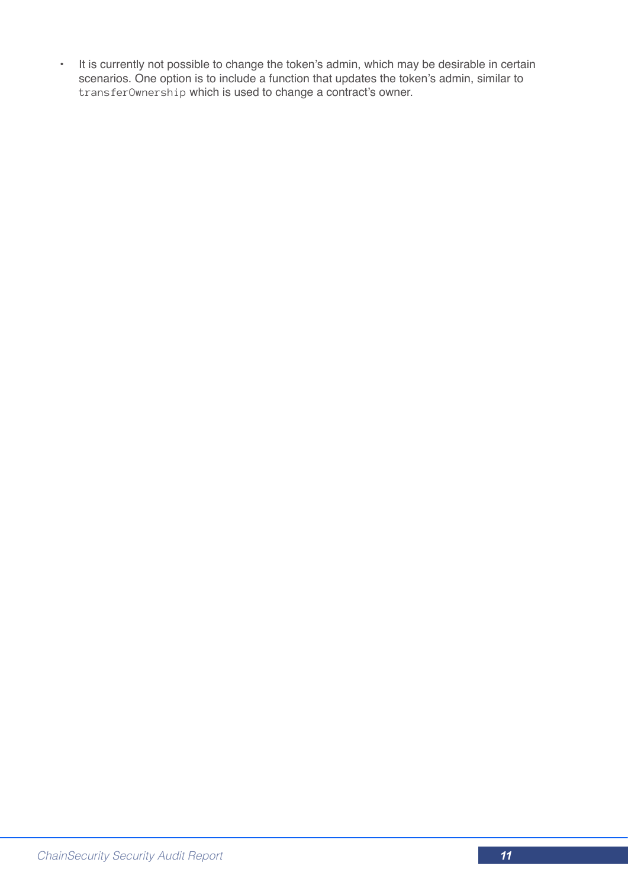- It is currently not possible to change the token's admin, which may be desirable in certain scenarios. One option is to include a function that updates the token's admin, similar to `transferOwnership` which is used to change a contract's owner.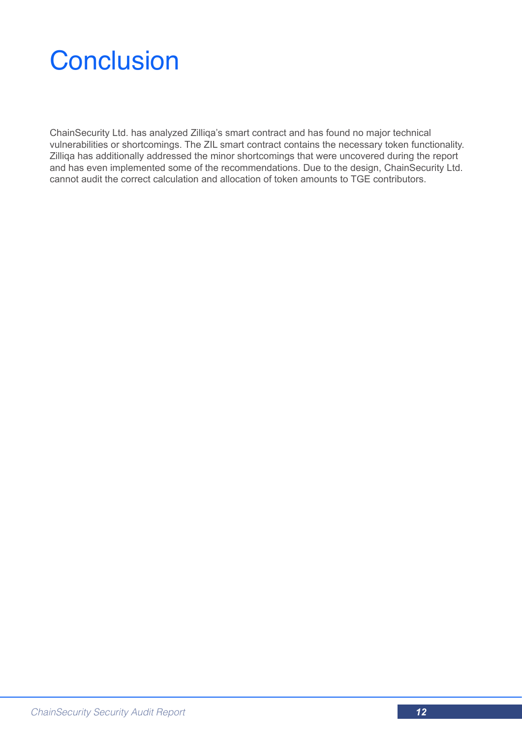# Conclusion

ChainSecurity Ltd. has analyzed Zilliqa's smart contract and has found no major technical vulnerabilities or shortcomings. The ZIL smart contract contains the necessary token functionality. Zilliqa has additionally addressed the minor shortcomings that were uncovered during the report and has even implemented some of the recommendations. Due to the design, ChainSecurity Ltd. cannot audit the correct calculation and allocation of token amounts to TGE contributors.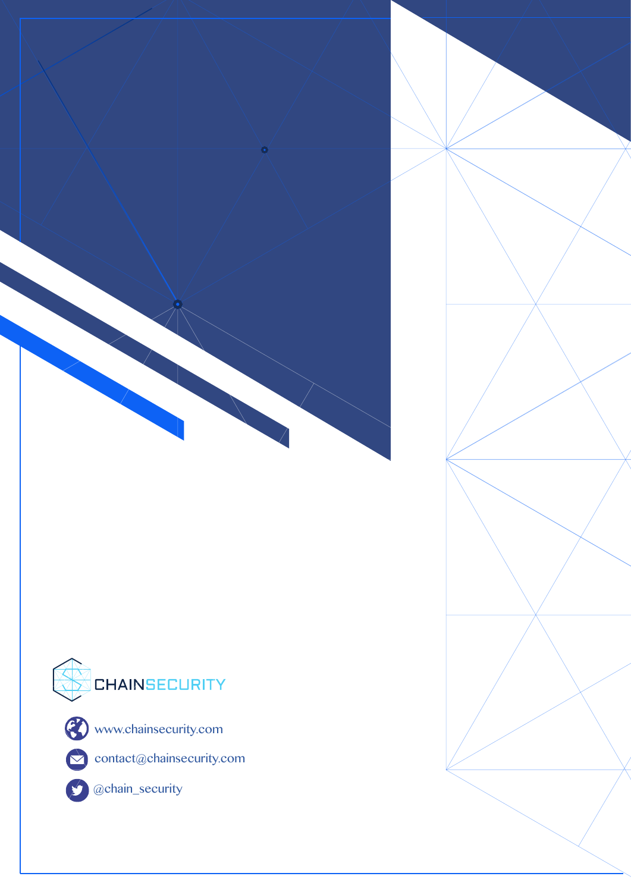CHAINSECURITY

www.chainsecurity.com

contact@chainsecurity.com

@chain_security